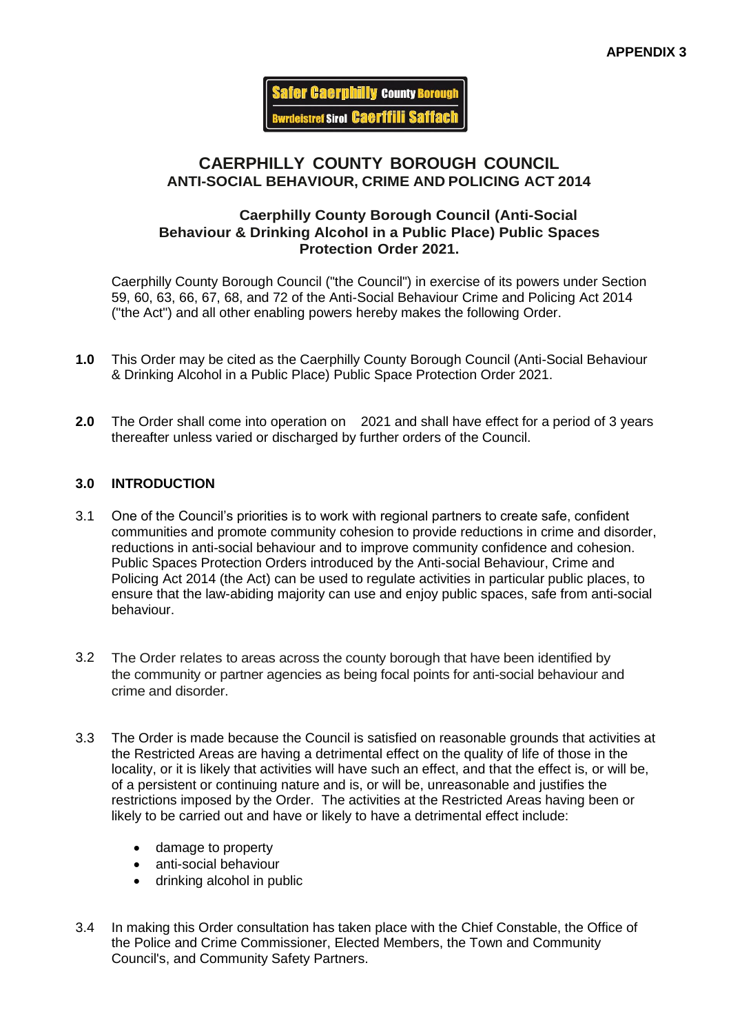**APPENDIX 3**

Safer Caerphilly County Borough
Bwrdeistref Sirol Caerffili Saffach

# CAERPHILLY COUNTY BOROUGH COUNCIL

## ANTI-SOCIAL BEHAVIOUR, CRIME AND POLICING ACT 2014

### Caerphilly County Borough Council (Anti-Social Behaviour & Drinking Alcohol in a Public Place) Public Spaces Protection Order 2021.

Caerphilly County Borough Council ("the Council") in exercise of its powers under Section 59, 60, 63, 66, 67, 68, and 72 of the Anti-Social Behaviour Crime and Policing Act 2014 ("the Act") and all other enabling powers hereby makes the following Order.

**1.0** This Order may be cited as the Caerphilly County Borough Council (Anti-Social Behaviour & Drinking Alcohol in a Public Place) Public Space Protection Order 2021.

**2.0** The Order shall come into operation on 2021 and shall have effect for a period of 3 years thereafter unless varied or discharged by further orders of the Council.

### 3.0 INTRODUCTION

3.1 One of the Council's priorities is to work with regional partners to create safe, confident communities and promote community cohesion to provide reductions in crime and disorder, reductions in anti-social behaviour and to improve community confidence and cohesion. Public Spaces Protection Orders introduced by the Anti-social Behaviour, Crime and Policing Act 2014 (the Act) can be used to regulate activities in particular public places, to ensure that the law-abiding majority can use and enjoy public spaces, safe from anti-social behaviour.

3.2 The Order relates to areas across the county borough that have been identified by the community or partner agencies as being focal points for anti-social behaviour and crime and disorder.

3.3 The Order is made because the Council is satisfied on reasonable grounds that activities at the Restricted Areas are having a detrimental effect on the quality of life of those in the locality, or it is likely that activities will have such an effect, and that the effect is, or will be, of a persistent or continuing nature and is, or will be, unreasonable and justifies the restrictions imposed by the Order. The activities at the Restricted Areas having been or likely to be carried out and have or likely to have a detrimental effect include:

- damage to property
- anti-social behaviour
- drinking alcohol in public

3.4 In making this Order consultation has taken place with the Chief Constable, the Office of the Police and Crime Commissioner, Elected Members, the Town and Community Council's, and Community Safety Partners.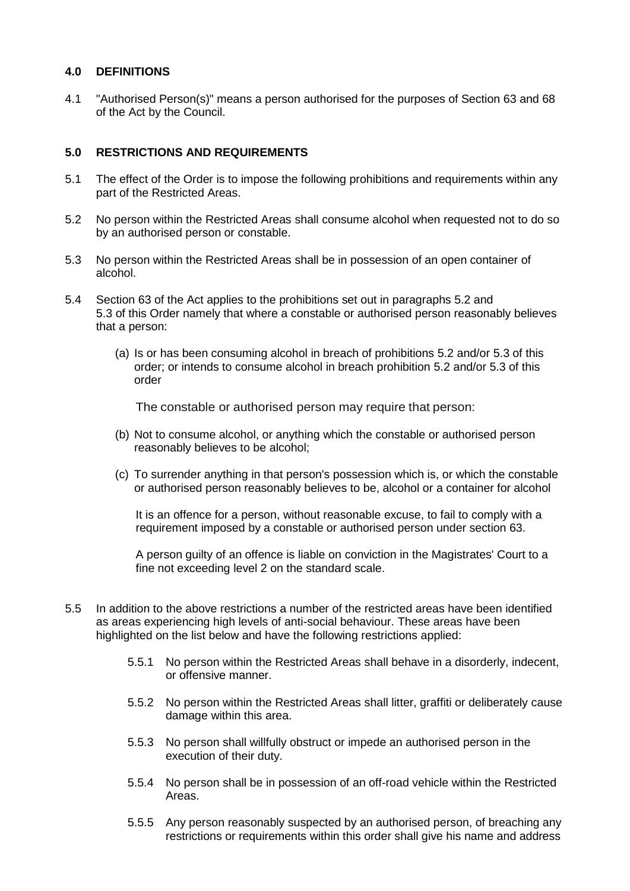## 4.0 DEFINITIONS

4.1 "Authorised Person(s)" means a person authorised for the purposes of Section 63 and 68 of the Act by the Council.

## 5.0 RESTRICTIONS AND REQUIREMENTS

5.1 The effect of the Order is to impose the following prohibitions and requirements within any part of the Restricted Areas.

5.2 No person within the Restricted Areas shall consume alcohol when requested not to do so by an authorised person or constable.

5.3 No person within the Restricted Areas shall be in possession of an open container of alcohol.

5.4 Section 63 of the Act applies to the prohibitions set out in paragraphs 5.2 and 5.3 of this Order namely that where a constable or authorised person reasonably believes that a person:

(a) Is or has been consuming alcohol in breach of prohibitions 5.2 and/or 5.3 of this order; or intends to consume alcohol in breach prohibition 5.2 and/or 5.3 of this order

The constable or authorised person may require that person:

(b) Not to consume alcohol, or anything which the constable or authorised person reasonably believes to be alcohol;

(c) To surrender anything in that person's possession which is, or which the constable or authorised person reasonably believes to be, alcohol or a container for alcohol

It is an offence for a person, without reasonable excuse, to fail to comply with a requirement imposed by a constable or authorised person under section 63.

A person guilty of an offence is liable on conviction in the Magistrates' Court to a fine not exceeding level 2 on the standard scale.

5.5 In addition to the above restrictions a number of the restricted areas have been identified as areas experiencing high levels of anti-social behaviour. These areas have been highlighted on the list below and have the following restrictions applied:

5.5.1 No person within the Restricted Areas shall behave in a disorderly, indecent, or offensive manner.

5.5.2 No person within the Restricted Areas shall litter, graffiti or deliberately cause damage within this area.

5.5.3 No person shall willfully obstruct or impede an authorised person in the execution of their duty.

5.5.4 No person shall be in possession of an off-road vehicle within the Restricted Areas.

5.5.5 Any person reasonably suspected by an authorised person, of breaching any restrictions or requirements within this order shall give his name and address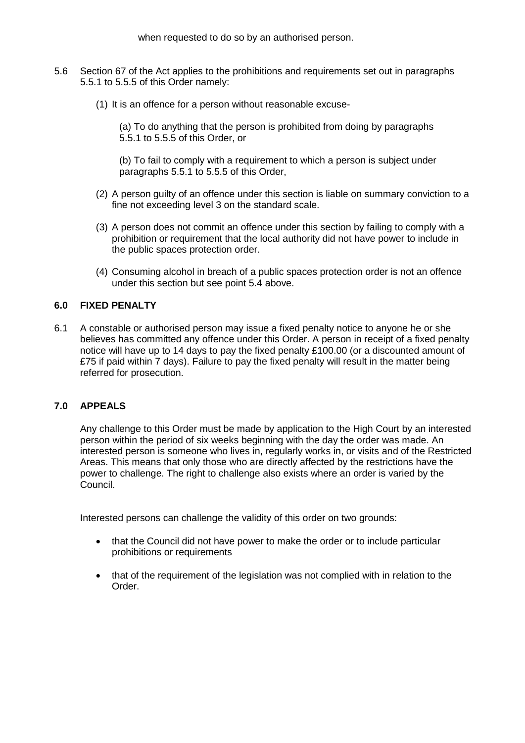when requested to do so by an authorised person.

5.6 Section 67 of the Act applies to the prohibitions and requirements set out in paragraphs 5.5.1 to 5.5.5 of this Order namely:

(1) It is an offence for a person without reasonable excuse-

(a) To do anything that the person is prohibited from doing by paragraphs 5.5.1 to 5.5.5 of this Order, or

(b) To fail to comply with a requirement to which a person is subject under paragraphs 5.5.1 to 5.5.5 of this Order,

(2) A person guilty of an offence under this section is liable on summary conviction to a fine not exceeding level 3 on the standard scale.

(3) A person does not commit an offence under this section by failing to comply with a prohibition or requirement that the local authority did not have power to include in the public spaces protection order.

(4) Consuming alcohol in breach of a public spaces protection order is not an offence under this section but see point 5.4 above.

## 6.0 FIXED PENALTY

6.1 A constable or authorised person may issue a fixed penalty notice to anyone he or she believes has committed any offence under this Order. A person in receipt of a fixed penalty notice will have up to 14 days to pay the fixed penalty £100.00 (or a discounted amount of £75 if paid within 7 days). Failure to pay the fixed penalty will result in the matter being referred for prosecution.

## 7.0 APPEALS

Any challenge to this Order must be made by application to the High Court by an interested person within the period of six weeks beginning with the day the order was made. An interested person is someone who lives in, regularly works in, or visits and of the Restricted Areas. This means that only those who are directly affected by the restrictions have the power to challenge. The right to challenge also exists where an order is varied by the Council.

Interested persons can challenge the validity of this order on two grounds:

- that the Council did not have power to make the order or to include particular prohibitions or requirements
- that of the requirement of the legislation was not complied with in relation to the Order.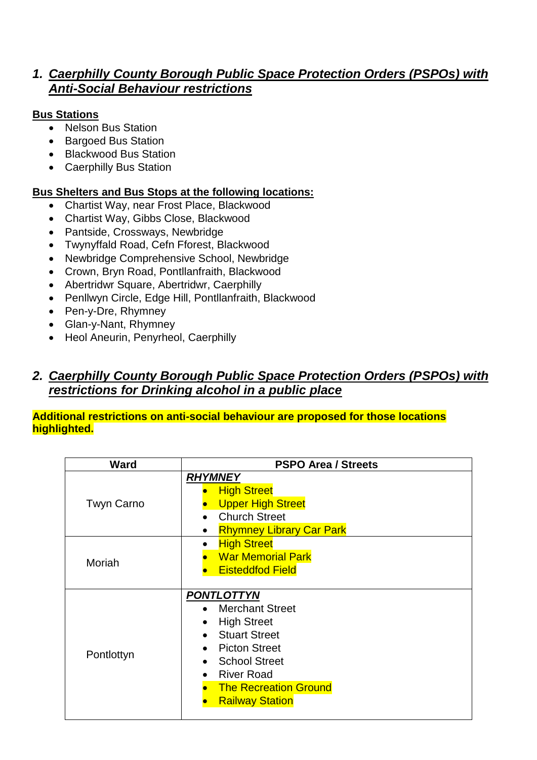## 1. ***Caerphilly County Borough Public Space Protection Orders (PSPOs) with Anti-Social Behaviour restrictions***

**Bus Stations**

- Nelson Bus Station
- Bargoed Bus Station
- Blackwood Bus Station
- Caerphilly Bus Station

**Bus Shelters and Bus Stops at the following locations:**

- Chartist Way, near Frost Place, Blackwood
- Chartist Way, Gibbs Close, Blackwood
- Pantside, Crossways, Newbridge
- Twynyffald Road, Cefn Fforest, Blackwood
- Newbridge Comprehensive School, Newbridge
- Crown, Bryn Road, Pontllanfraith, Blackwood
- Abertridwr Square, Abertridwr, Caerphilly
- Penllwyn Circle, Edge Hill, Pontllanfraith, Blackwood
- Pen-y-Dre, Rhymney
- Glan-y-Nant, Rhymney
- Heol Aneurin, Penyrheol, Caerphilly

## 2. ***Caerphilly County Borough Public Space Protection Orders (PSPOs) with restrictions for Drinking alcohol in a public place***

**Additional restrictions on anti-social behaviour are proposed for those locations highlighted.**

| Ward | PSPO Area / Streets |
|---|---|
| Twyn Carno | ***RHYMNEY***<br>• High Street (highlighted)<br>• Upper High Street (highlighted)<br>• Church Street<br>• Rhymney Library Car Park (highlighted) |
| Moriah | • High Street (highlighted)<br>• War Memorial Park (highlighted)<br>• Eisteddfod Field (highlighted) |
| Pontlottyn | ***PONTLOTTYN***<br>• Merchant Street<br>• High Street<br>• Stuart Street<br>• Picton Street<br>• School Street<br>• River Road<br>• The Recreation Ground (highlighted)<br>• Railway Station (highlighted) |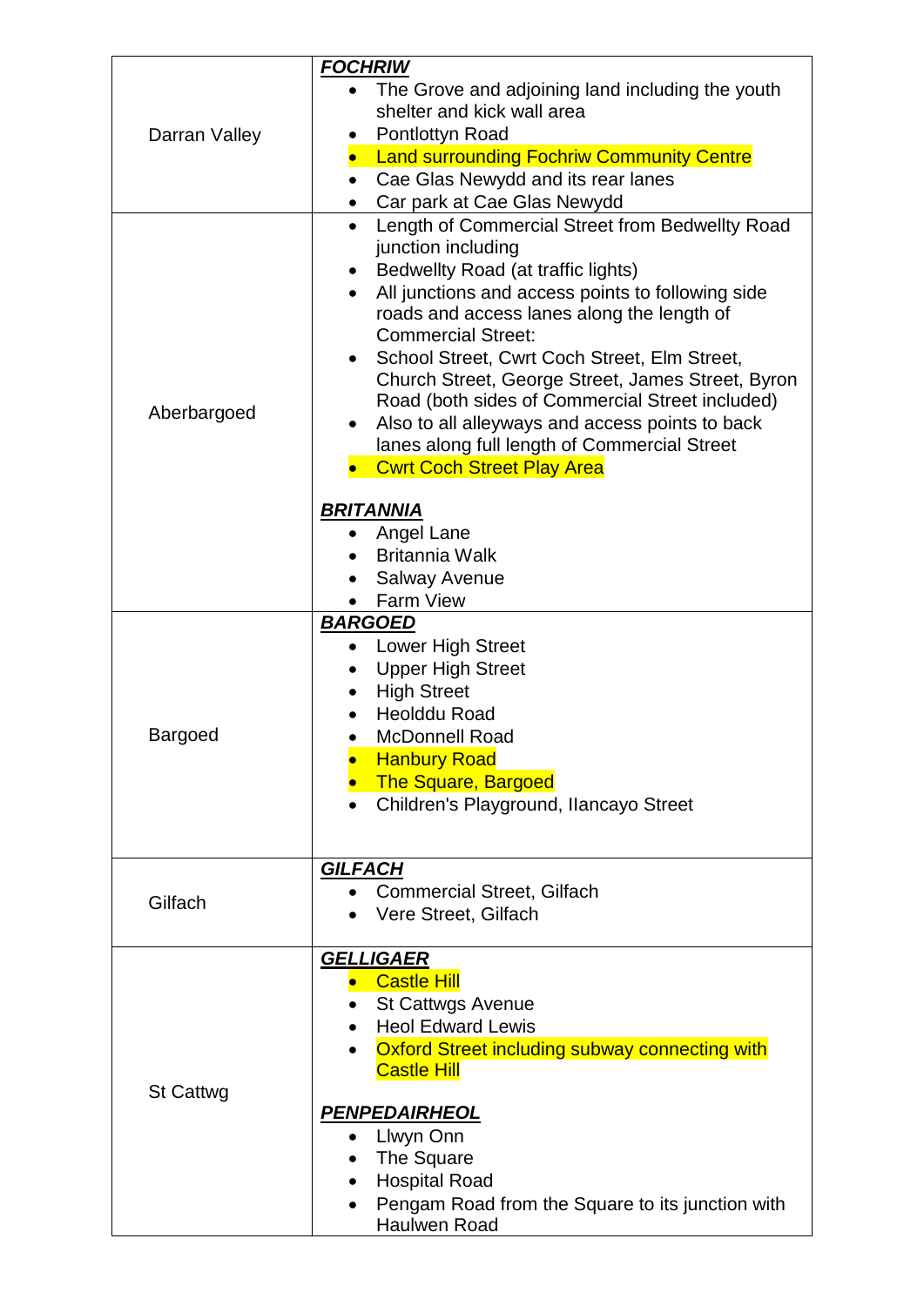| | |
|---|---|
| Darran Valley | ***FOCHRIW***<br>• The Grove and adjoining land including the youth shelter and kick wall area<br>• Pontlottyn Road<br>• Land surrounding Fochriw Community Centre<br>• Cae Glas Newydd and its rear lanes<br>• Car park at Cae Glas Newydd |
| Aberbargoed | • Length of Commercial Street from Bedwellty Road junction including<br>• Bedwellty Road (at traffic lights)<br>• All junctions and access points to following side roads and access lanes along the length of Commercial Street:<br>• School Street, Cwrt Coch Street, Elm Street, Church Street, George Street, James Street, Byron Road (both sides of Commercial Street included)<br>• Also to all alleyways and access points to back lanes along full length of Commercial Street<br>• Cwrt Coch Street Play Area<br><br>***BRITANNIA***<br>• Angel Lane<br>• Britannia Walk<br>• Salway Avenue<br>• Farm View |
| Bargoed | ***BARGOED***<br>• Lower High Street<br>• Upper High Street<br>• High Street<br>• Heolddu Road<br>• McDonnell Road<br>• Hanbury Road<br>• The Square, Bargoed<br>• Children's Playground, Ilancayo Street |
| Gilfach | ***GILFACH***<br>• Commercial Street, Gilfach<br>• Vere Street, Gilfach |
| St Cattwg | ***GELLIGAER***<br>• Castle Hill<br>• St Cattwgs Avenue<br>• Heol Edward Lewis<br>• Oxford Street including subway connecting with Castle Hill<br><br>***PENPEDAIRHEOL***<br>• Llwyn Onn<br>• The Square<br>• Hospital Road<br>• Pengam Road from the Square to its junction with Haulwen Road |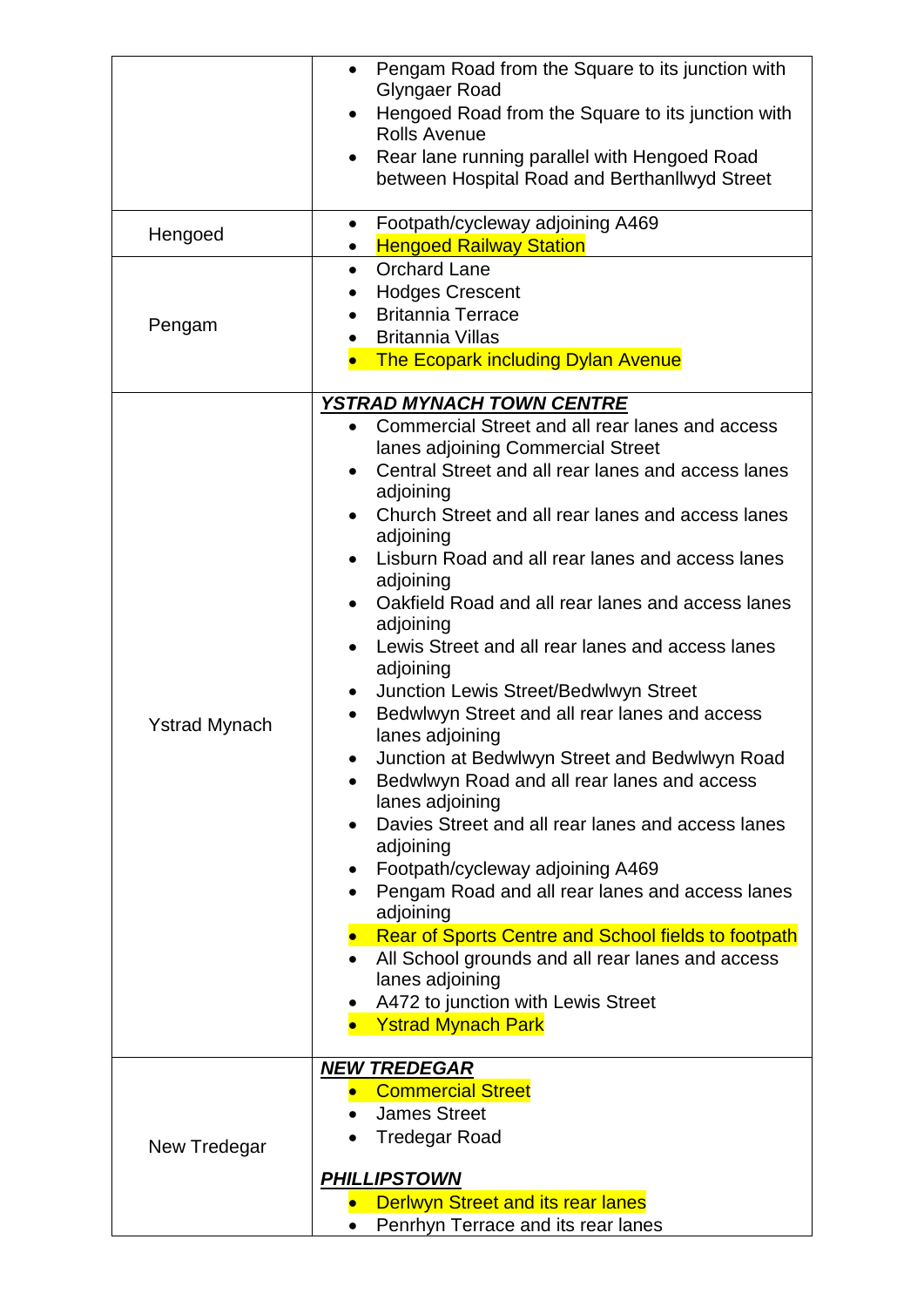| | |
|---|---|
| | • Pengam Road from the Square to its junction with Glyngaer Road<br>• Hengoed Road from the Square to its junction with Rolls Avenue<br>• Rear lane running parallel with Hengoed Road between Hospital Road and Berthanllwyd Street |
| Hengoed | • Footpath/cycleway adjoining A469<br>• Hengoed Railway Station |
| Pengam | • Orchard Lane<br>• Hodges Crescent<br>• Britannia Terrace<br>• Britannia Villas<br>• The Ecopark including Dylan Avenue |
| Ystrad Mynach | ***YSTRAD MYNACH TOWN CENTRE***<br>• Commercial Street and all rear lanes and access lanes adjoining Commercial Street<br>• Central Street and all rear lanes and access lanes adjoining<br>• Church Street and all rear lanes and access lanes adjoining<br>• Lisburn Road and all rear lanes and access lanes adjoining<br>• Oakfield Road and all rear lanes and access lanes adjoining<br>• Lewis Street and all rear lanes and access lanes adjoining<br>• Junction Lewis Street/Bedwlwyn Street<br>• Bedwlwyn Street and all rear lanes and access lanes adjoining<br>• Junction at Bedwlwyn Street and Bedwlwyn Road<br>• Bedwlwyn Road and all rear lanes and access lanes adjoining<br>• Davies Street and all rear lanes and access lanes adjoining<br>• Footpath/cycleway adjoining A469<br>• Pengam Road and all rear lanes and access lanes adjoining<br>• Rear of Sports Centre and School fields to footpath<br>• All School grounds and all rear lanes and access lanes adjoining<br>• A472 to junction with Lewis Street<br>• Ystrad Mynach Park |
| New Tredegar | ***NEW TREDEGAR***<br>• Commercial Street<br>• James Street<br>• Tredegar Road<br><br>***PHILLIPSTOWN***<br>• Derlwyn Street and its rear lanes<br>• Penrhyn Terrace and its rear lanes |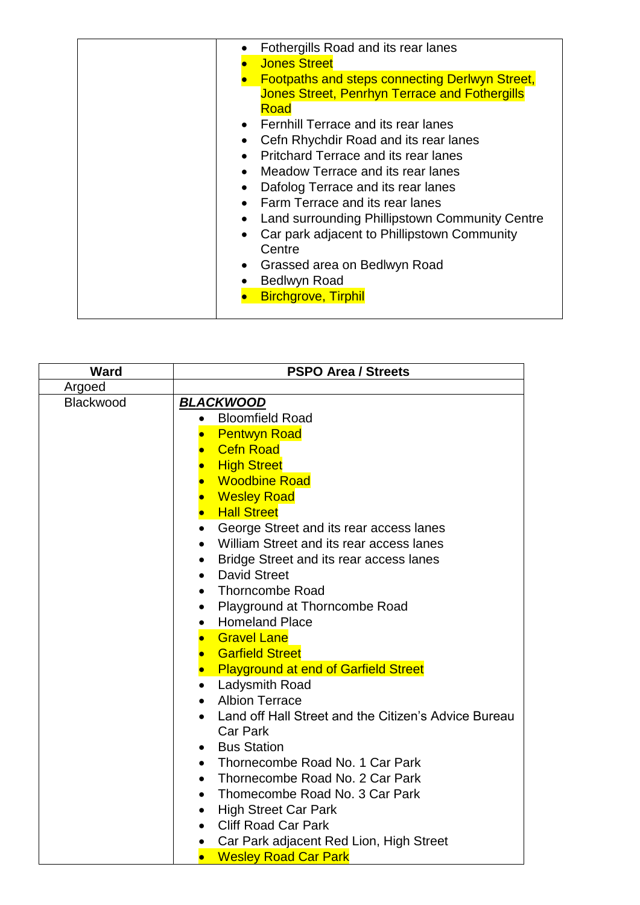| | |
|---|---|
| | • Fothergills Road and its rear lanes<br>• Jones Street<br>• Footpaths and steps connecting Derlwyn Street, Jones Street, Penrhyn Terrace and Fothergills Road<br>• Fernhill Terrace and its rear lanes<br>• Cefn Rhychdir Road and its rear lanes<br>• Pritchard Terrace and its rear lanes<br>• Meadow Terrace and its rear lanes<br>• Dafolog Terrace and its rear lanes<br>• Farm Terrace and its rear lanes<br>• Land surrounding Phillipstown Community Centre<br>• Car park adjacent to Phillipstown Community Centre<br>• Grassed area on Bedlwyn Road<br>• Bedlwyn Road<br>• Birchgrove, Tirphil |

| Ward | PSPO Area / Streets |
|---|---|
| Argoed | |
| Blackwood | ***BLACKWOOD***<br>• Bloomfield Road<br>• Pentwyn Road<br>• Cefn Road<br>• High Street<br>• Woodbine Road<br>• Wesley Road<br>• Hall Street<br>• George Street and its rear access lanes<br>• William Street and its rear access lanes<br>• Bridge Street and its rear access lanes<br>• David Street<br>• Thorncombe Road<br>• Playground at Thorncombe Road<br>• Homeland Place<br>• Gravel Lane<br>• Garfield Street<br>• Playground at end of Garfield Street<br>• Ladysmith Road<br>• Albion Terrace<br>• Land off Hall Street and the Citizen's Advice Bureau Car Park<br>• Bus Station<br>• Thornecombe Road No. 1 Car Park<br>• Thornecombe Road No. 2 Car Park<br>• Thomecombe Road No. 3 Car Park<br>• High Street Car Park<br>• Cliff Road Car Park<br>• Car Park adjacent Red Lion, High Street<br>• Wesley Road Car Park |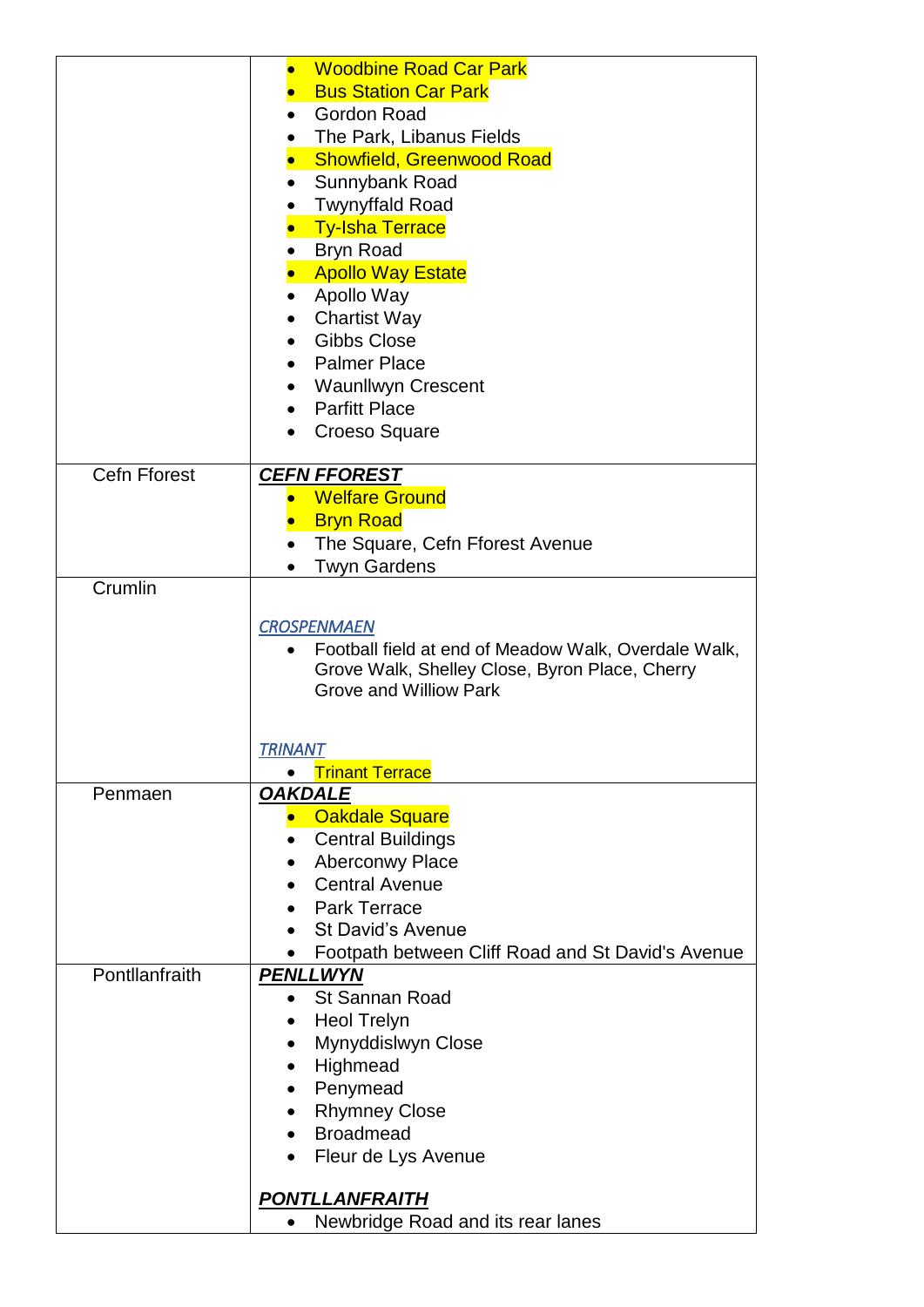| | |
|---|---|
| | • Woodbine Road Car Park<br>• Bus Station Car Park<br>• Gordon Road<br>• The Park, Libanus Fields<br>• Showfield, Greenwood Road<br>• Sunnybank Road<br>• Twynyffald Road<br>• Ty-Isha Terrace<br>• Bryn Road<br>• Apollo Way Estate<br>• Apollo Way<br>• Chartist Way<br>• Gibbs Close<br>• Palmer Place<br>• Waunllwyn Crescent<br>• Parfitt Place<br>• Croeso Square |
| Cefn Fforest | ***CEFN FFOREST***<br>• Welfare Ground<br>• Bryn Road<br>• The Square, Cefn Fforest Avenue<br>• Twyn Gardens |
| Crumlin | *CROSPENMAEN*<br>• Football field at end of Meadow Walk, Overdale Walk, Grove Walk, Shelley Close, Byron Place, Cherry Grove and Willow Park<br><br>*TRINANT*<br>• Trinant Terrace |
| Penmaen | ***OAKDALE***<br>• Oakdale Square<br>• Central Buildings<br>• Aberconwy Place<br>• Central Avenue<br>• Park Terrace<br>• St David's Avenue<br>• Footpath between Cliff Road and St David's Avenue |
| Pontllanfraith | ***PENLLWYN***<br>• St Sannan Road<br>• Heol Trelyn<br>• Mynyddislwyn Close<br>• Highmead<br>• Penymead<br>• Rhymney Close<br>• Broadmead<br>• Fleur de Lys Avenue<br><br>***PONTLLANFRAITH***<br>• Newbridge Road and its rear lanes |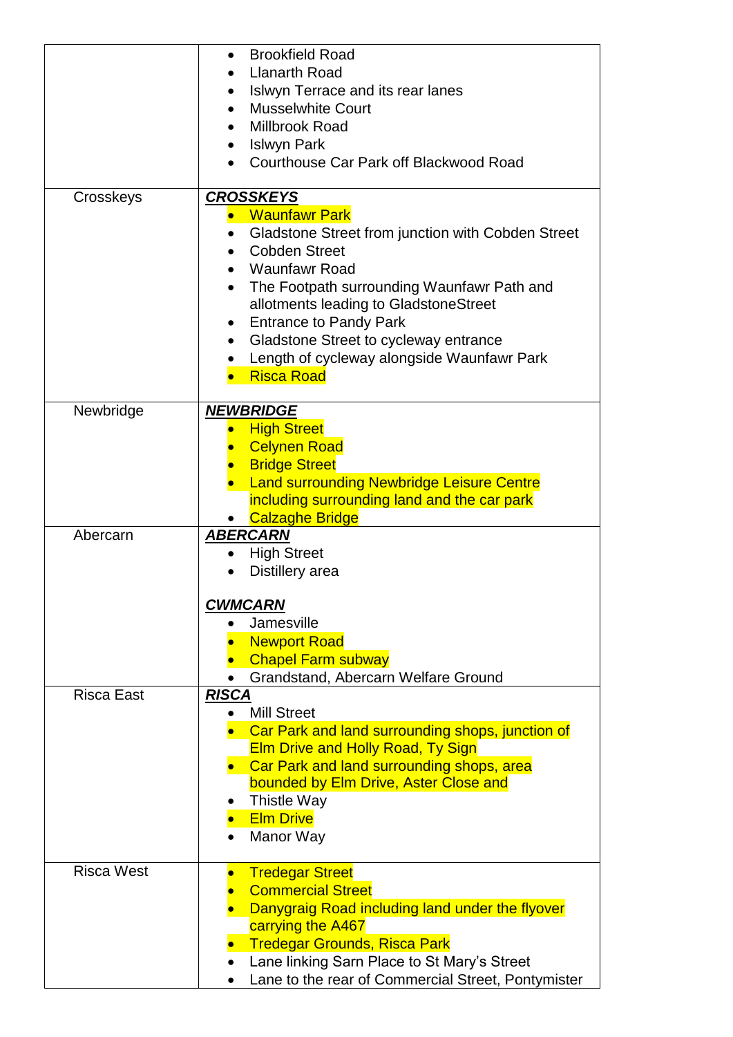| | |
|---|---|
| | • Brookfield Road<br>• Llanarth Road<br>• Islwyn Terrace and its rear lanes<br>• Musselwhite Court<br>• Millbrook Road<br>• Islwyn Park<br>• Courthouse Car Park off Blackwood Road |
| Crosskeys | ***CROSSKEYS***<br>• Waunfawr Park<br>• Gladstone Street from junction with Cobden Street<br>• Cobden Street<br>• Waunfawr Road<br>• The Footpath surrounding Waunfawr Path and allotments leading to GladstoneStreet<br>• Entrance to Pandy Park<br>• Gladstone Street to cycleway entrance<br>• Length of cycleway alongside Waunfawr Park<br>• Risca Road |
| Newbridge | ***NEWBRIDGE***<br>• High Street<br>• Celynen Road<br>• Bridge Street<br>• Land surrounding Newbridge Leisure Centre including surrounding land and the car park<br>• Calzaghe Bridge |
| Abercarn | ***ABERCARN***<br>• High Street<br>• Distillery area<br><br>***CWMCARN***<br>• Jamesville<br>• Newport Road<br>• Chapel Farm subway<br>• Grandstand, Abercarn Welfare Ground |
| Risca East | ***RISCA***<br>• Mill Street<br>• Car Park and land surrounding shops, junction of Elm Drive and Holly Road, Ty Sign<br>• Car Park and land surrounding shops, area bounded by Elm Drive, Aster Close and<br>• Thistle Way<br>• Elm Drive<br>• Manor Way |
| Risca West | • Tredegar Street<br>• Commercial Street<br>• Danygraig Road including land under the flyover carrying the A467<br>• Tredegar Grounds, Risca Park<br>• Lane linking Sarn Place to St Mary's Street<br>• Lane to the rear of Commercial Street, Pontymister |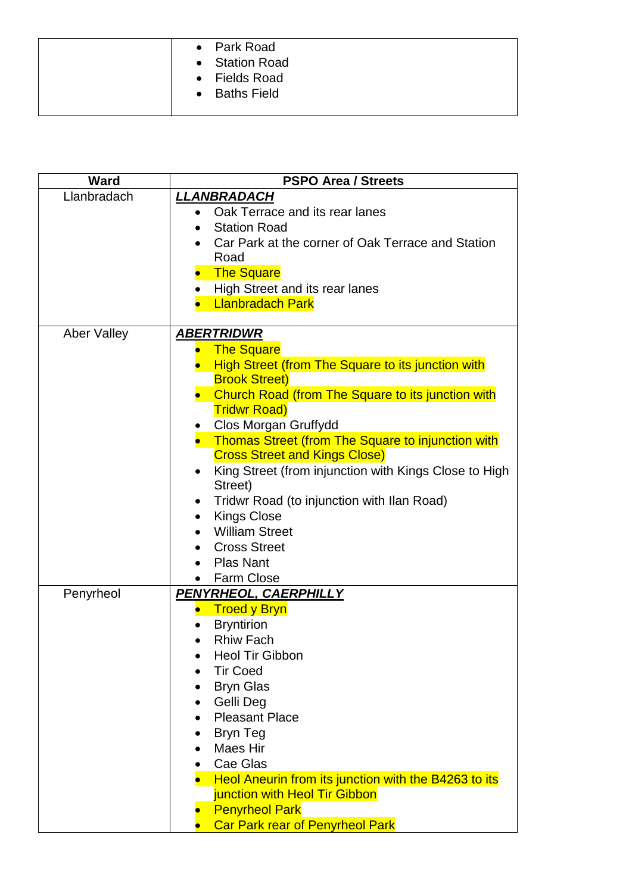| | |
|---|---|
| | • Park Road<br>• Station Road<br>• Fields Road<br>• Baths Field |

| Ward | PSPO Area / Streets |
|---|---|
| Llanbradach | ***LLANBRADACH***<br>• Oak Terrace and its rear lanes<br>• Station Road<br>• Car Park at the corner of Oak Terrace and Station Road<br>• The Square<br>• High Street and its rear lanes<br>• Llanbradach Park |
| Aber Valley | ***ABERTRIDWR***<br>• The Square<br>• High Street (from The Square to its junction with Brook Street)<br>• Church Road (from The Square to its junction with Tridwr Road)<br>• Clos Morgan Gruffydd<br>• Thomas Street (from The Square to injunction with Cross Street and Kings Close)<br>• King Street (from injunction with Kings Close to High Street)<br>• Tridwr Road (to injunction with Ilan Road)<br>• Kings Close<br>• William Street<br>• Cross Street<br>• Plas Nant<br>• Farm Close |
| Penyrheol | ***PENYRHEOL, CAERPHILLY***<br>• Troed y Bryn<br>• Bryntirion<br>• Rhiw Fach<br>• Heol Tir Gibbon<br>• Tir Coed<br>• Bryn Glas<br>• Gelli Deg<br>• Pleasant Place<br>• Bryn Teg<br>• Maes Hir<br>• Cae Glas<br>• Heol Aneurin from its junction with the B4263 to its junction with Heol Tir Gibbon<br>• Penyrheol Park<br>• Car Park rear of Penyrheol Park |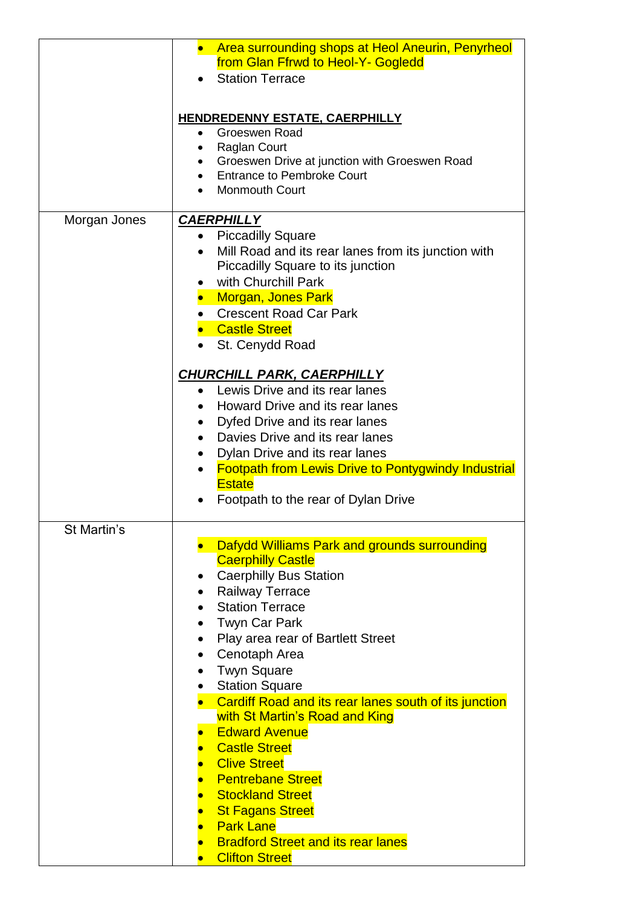| | |
|---|---|
| | • Area surrounding shops at Heol Aneurin, Penyrheol from Glan Ffrwd to Heol-Y- Gogledd<br>• Station Terrace<br><br>**HENDREDENNY ESTATE, CAERPHILLY**<br>• Groeswen Road<br>• Raglan Court<br>• Groeswen Drive at junction with Groeswen Road<br>• Entrance to Pembroke Court<br>• Monmouth Court |
| Morgan Jones | ***CAERPHILLY***<br>• Piccadilly Square<br>• Mill Road and its rear lanes from its junction with Piccadilly Square to its junction<br>• with Churchill Park<br>• Morgan, Jones Park<br>• Crescent Road Car Park<br>• Castle Street<br>• St. Cenydd Road<br><br>***CHURCHILL PARK, CAERPHILLY***<br>• Lewis Drive and its rear lanes<br>• Howard Drive and its rear lanes<br>• Dyfed Drive and its rear lanes<br>• Davies Drive and its rear lanes<br>• Dylan Drive and its rear lanes<br>• Footpath from Lewis Drive to Pontygwindy Industrial Estate<br>• Footpath to the rear of Dylan Drive |
| St Martin's | • Dafydd Williams Park and grounds surrounding Caerphilly Castle<br>• Caerphilly Bus Station<br>• Railway Terrace<br>• Station Terrace<br>• Twyn Car Park<br>• Play area rear of Bartlett Street<br>• Cenotaph Area<br>• Twyn Square<br>• Station Square<br>• Cardiff Road and its rear lanes south of its junction with St Martin's Road and King<br>• Edward Avenue<br>• Castle Street<br>• Clive Street<br>• Pentrebane Street<br>• Stockland Street<br>• St Fagans Street<br>• Park Lane<br>• Bradford Street and its rear lanes<br>• Clifton Street |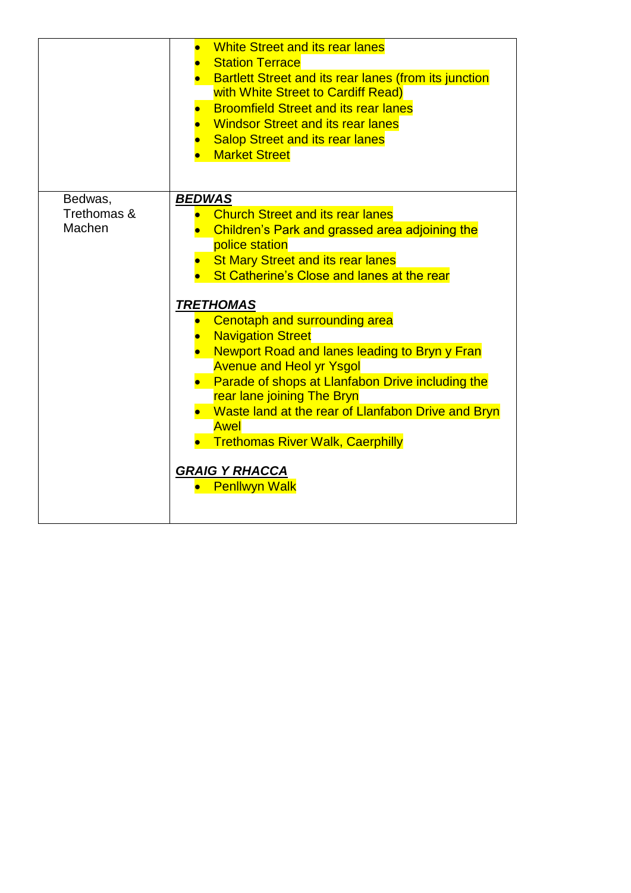| | |
|---|---|
| | <ul><li>White Street and its rear lanes</li><li>Station Terrace</li><li>Bartlett Street and its rear lanes (from its junction with White Street to Cardiff Read)</li><li>Broomfield Street and its rear lanes</li><li>Windsor Street and its rear lanes</li><li>Salop Street and its rear lanes</li><li>Market Street</li></ul> |
| Bedwas, Trethomas & Machen | ***BEDWAS***<ul><li>Church Street and its rear lanes</li><li>Children's Park and grassed area adjoining the police station</li><li>St Mary Street and its rear lanes</li><li>St Catherine's Close and lanes at the rear</li></ul>***TRETHOMAS***<ul><li>Cenotaph and surrounding area</li><li>Navigation Street</li><li>Newport Road and lanes leading to Bryn y Fran Avenue and Heol yr Ysgol</li><li>Parade of shops at Llanfabon Drive including the rear lane joining The Bryn</li><li>Waste land at the rear of Llanfabon Drive and Bryn Awel</li><li>Trethomas River Walk, Caerphilly</li></ul>***GRAIG Y RHACCA***<ul><li>Penllwyn Walk</li></ul> |